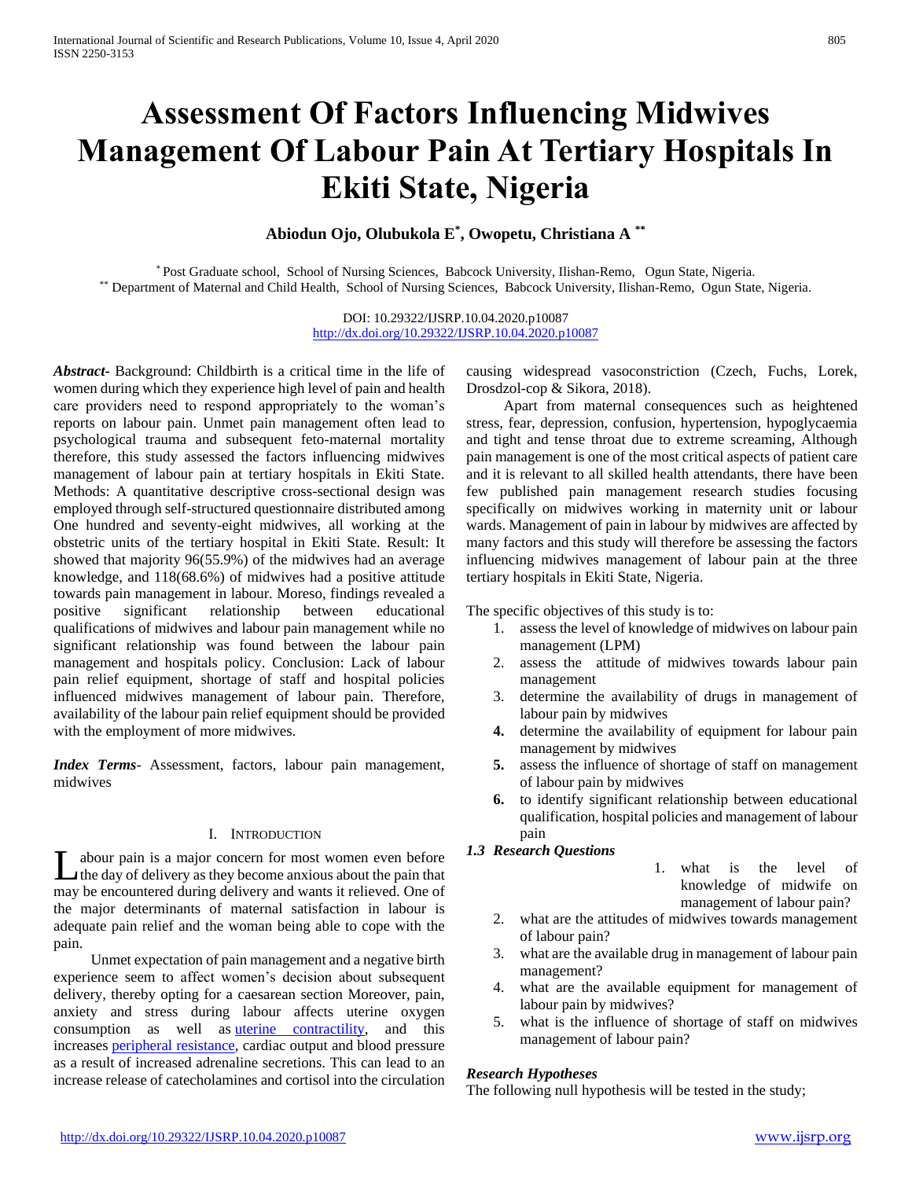# Assessment Of Factors Influencing Midwives Management Of Labour Pain At Tertiary Hospitals In Ekiti State, Nigeria

**Abiodun Ojo, Olubukola E[*], Owopetu, Christiana A [**]**

[*] Post Graduate school, School of Nursing Sciences, Babcock University, Ilishan-Remo, Ogun State, Nigeria.
[**] Department of Maternal and Child Health, School of Nursing Sciences, Babcock University, Ilishan-Remo, Ogun State, Nigeria.

DOI: 10.29322/IJSRP.10.04.2020.p10087
http://dx.doi.org/10.29322/IJSRP.10.04.2020.p10087

***Abstract*-** Background: Childbirth is a critical time in the life of women during which they experience high level of pain and health care providers need to respond appropriately to the woman's reports on labour pain. Unmet pain management often lead to psychological trauma and subsequent feto-maternal mortality therefore, this study assessed the factors influencing midwives management of labour pain at tertiary hospitals in Ekiti State. Methods: A quantitative descriptive cross-sectional design was employed through self-structured questionnaire distributed among One hundred and seventy-eight midwives, all working at the obstetric units of the tertiary hospital in Ekiti State. Result: It showed that majority 96(55.9%) of the midwives had an average knowledge, and 118(68.6%) of midwives had a positive attitude towards pain management in labour. Moreso, findings revealed a positive significant relationship between educational qualifications of midwives and labour pain management while no significant relationship was found between the labour pain management and hospitals policy. Conclusion: Lack of labour pain relief equipment, shortage of staff and hospital policies influenced midwives management of labour pain. Therefore, availability of the labour pain relief equipment should be provided with the employment of more midwives.

***Index Terms*-** Assessment, factors, labour pain management, midwives

## I. Introduction

Labour pain is a major concern for most women even before the day of delivery as they become anxious about the pain that may be encountered during delivery and wants it relieved. One of the major determinants of maternal satisfaction in labour is adequate pain relief and the woman being able to cope with the pain.

Unmet expectation of pain management and a negative birth experience seem to affect women's decision about subsequent delivery, thereby opting for a caesarean section Moreover, pain, anxiety and stress during labour affects uterine oxygen consumption as well as uterine contractility, and this increases peripheral resistance, cardiac output and blood pressure as a result of increased adrenaline secretions. This can lead to an increase release of catecholamines and cortisol into the circulation causing widespread vasoconstriction (Czech, Fuchs, Lorek, Drosdzol-cop & Sikora, 2018).

Apart from maternal consequences such as heightened stress, fear, depression, confusion, hypertension, hypoglycaemia and tight and tense throat due to extreme screaming, Although pain management is one of the most critical aspects of patient care and it is relevant to all skilled health attendants, there have been few published pain management research studies focusing specifically on midwives working in maternity unit or labour wards. Management of pain in labour by midwives are affected by many factors and this study will therefore be assessing the factors influencing midwives management of labour pain at the three tertiary hospitals in Ekiti State, Nigeria.

The specific objectives of this study is to:

1. assess the level of knowledge of midwives on labour pain management (LPM)
2. assess the attitude of midwives towards labour pain management
3. determine the availability of drugs in management of labour pain by midwives
4. determine the availability of equipment for labour pain management by midwives
5. assess the influence of shortage of staff on management of labour pain by midwives
6. to identify significant relationship between educational qualification, hospital policies and management of labour pain

### *1.3 Research Questions*

1. what is the level of knowledge of midwife on management of labour pain?
2. what are the attitudes of midwives towards management of labour pain?
3. what are the available drug in management of labour pain management?
4. what are the available equipment for management of labour pain by midwives?
5. what is the influence of shortage of staff on midwives management of labour pain?

### *Research Hypotheses*

The following null hypothesis will be tested in the study;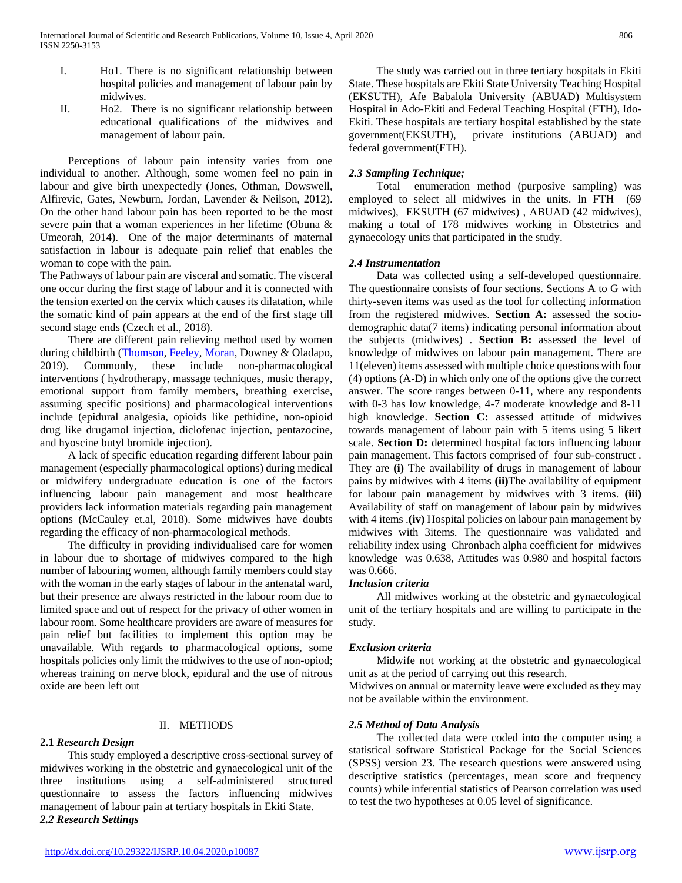I. Ho1. There is no significant relationship between hospital policies and management of labour pain by midwives.

II. Ho2. There is no significant relationship between educational qualifications of the midwives and management of labour pain.

Perceptions of labour pain intensity varies from one individual to another. Although, some women feel no pain in labour and give birth unexpectedly (Jones, Othman, Dowswell, Alfirevic, Gates, Newburn, Jordan, Lavender & Neilson, 2012). On the other hand labour pain has been reported to be the most severe pain that a woman experiences in her lifetime (Obuna & Umeorah, 2014). One of the major determinants of maternal satisfaction in labour is adequate pain relief that enables the woman to cope with the pain.

The Pathways of labour pain are visceral and somatic. The visceral one occur during the first stage of labour and it is connected with the tension exerted on the cervix which causes its dilatation, while the somatic kind of pain appears at the end of the first stage till second stage ends (Czech et al., 2018).

There are different pain relieving method used by women during childbirth (Thomson, Feeley, Moran, Downey & Oladapo, 2019). Commonly, these include non-pharmacological interventions ( hydrotherapy, massage techniques, music therapy, emotional support from family members, breathing exercise, assuming specific positions) and pharmacological interventions include (epidural analgesia, opioids like pethidine, non-opioid drug like drugamol injection, diclofenac injection, pentazocine, and hyoscine butyl bromide injection).

A lack of specific education regarding different labour pain management (especially pharmacological options) during medical or midwifery undergraduate education is one of the factors influencing labour pain management and most healthcare providers lack information materials regarding pain management options (McCauley et.al, 2018). Some midwives have doubts regarding the efficacy of non-pharmacological methods.

The difficulty in providing individualised care for women in labour due to shortage of midwives compared to the high number of labouring women, although family members could stay with the woman in the early stages of labour in the antenatal ward, but their presence are always restricted in the labour room due to limited space and out of respect for the privacy of other women in labour room. Some healthcare providers are aware of measures for pain relief but facilities to implement this option may be unavailable. With regards to pharmacological options, some hospitals policies only limit the midwives to the use of non-opiod; whereas training on nerve block, epidural and the use of nitrous oxide are been left out

## II. METHODS

### 2.1 *Research Design*

This study employed a descriptive cross-sectional survey of midwives working in the obstetric and gynaecological unit of the three institutions using a self-administered structured questionnaire to assess the factors influencing midwives management of labour pain at tertiary hospitals in Ekiti State.

### *2.2 Research Settings*

The study was carried out in three tertiary hospitals in Ekiti State. These hospitals are Ekiti State University Teaching Hospital (EKSUTH), Afe Babalola University (ABUAD) Multisystem Hospital in Ado-Ekiti and Federal Teaching Hospital (FTH), Ido-Ekiti. These hospitals are tertiary hospital established by the state government(EKSUTH), private institutions (ABUAD) and federal government(FTH).

### *2.3 Sampling Technique;*

Total enumeration method (purposive sampling) was employed to select all midwives in the units. In FTH (69 midwives), EKSUTH (67 midwives) , ABUAD (42 midwives), making a total of 178 midwives working in Obstetrics and gynaecology units that participated in the study.

### *2.4 Instrumentation*

Data was collected using a self-developed questionnaire. The questionnaire consists of four sections. Sections A to G with thirty-seven items was used as the tool for collecting information from the registered midwives. **Section A:** assessed the socio-demographic data(7 items) indicating personal information about the subjects (midwives) . **Section B:** assessed the level of knowledge of midwives on labour pain management. There are 11(eleven) items assessed with multiple choice questions with four (4) options (A-D) in which only one of the options give the correct answer. The score ranges between 0-11, where any respondents with 0-3 has low knowledge, 4-7 moderate knowledge and 8-11 high knowledge. **Section C:** assessed attitude of midwives towards management of labour pain with 5 items using 5 likert scale. **Section D:** determined hospital factors influencing labour pain management. This factors comprised of four sub-construct . They are **(i)** The availability of drugs in management of labour pains by midwives with 4 items **(ii)**The availability of equipment for labour pain management by midwives with 3 items. **(iii)** Availability of staff on management of labour pain by midwives with 4 items .**(iv)** Hospital policies on labour pain management by midwives with 3items. The questionnaire was validated and reliability index using Chronbach alpha coefficient for midwives knowledge was 0.638, Attitudes was 0.980 and hospital factors was 0.666.

### *Inclusion criteria*

All midwives working at the obstetric and gynaecological unit of the tertiary hospitals and are willing to participate in the study.

### *Exclusion criteria*

Midwife not working at the obstetric and gynaecological unit as at the period of carrying out this research.

Midwives on annual or maternity leave were excluded as they may not be available within the environment.

### *2.5 Method of Data Analysis*

The collected data were coded into the computer using a statistical software Statistical Package for the Social Sciences (SPSS) version 23. The research questions were answered using descriptive statistics (percentages, mean score and frequency counts) while inferential statistics of Pearson correlation was used to test the two hypotheses at 0.05 level of significance.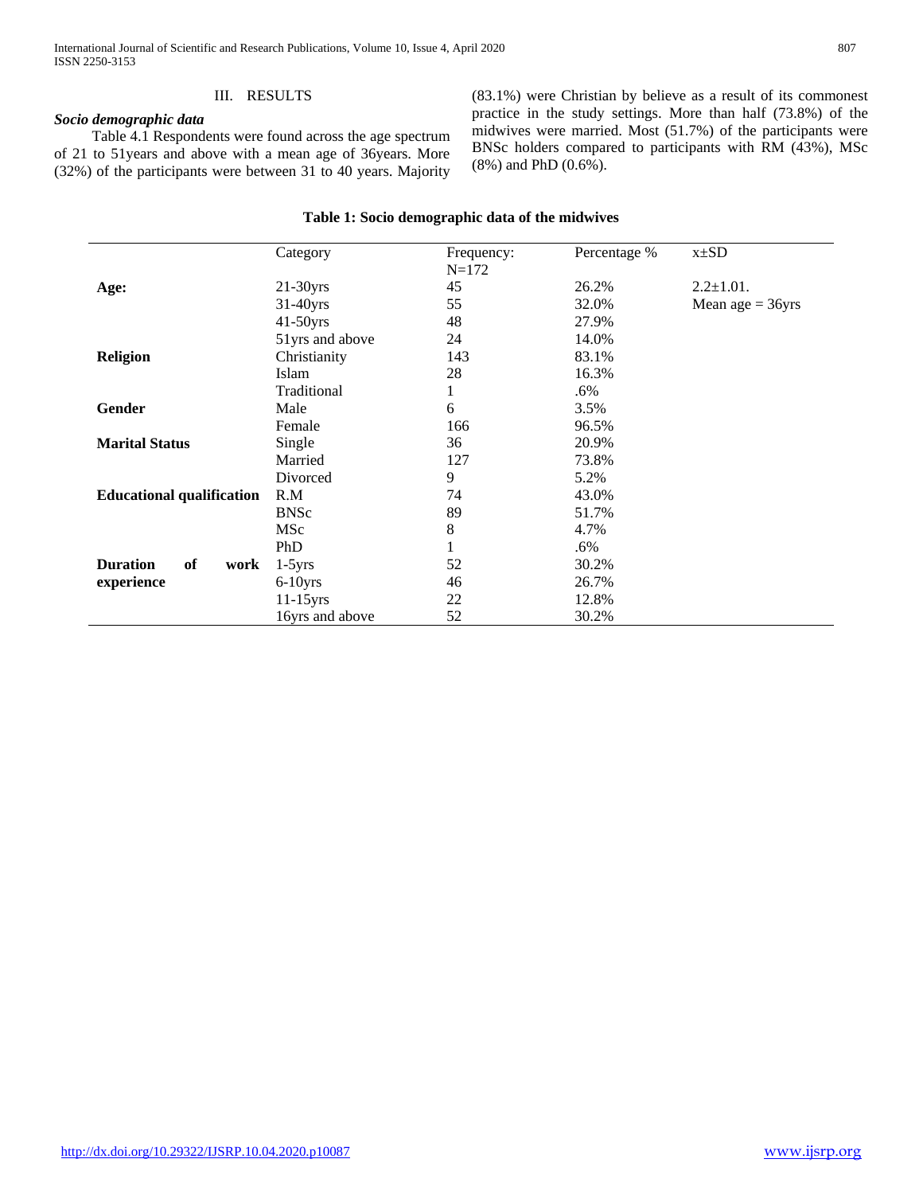## III. RESULTS

### *Socio demographic data*

Table 4.1 Respondents were found across the age spectrum of 21 to 51years and above with a mean age of 36years. More (32%) of the participants were between 31 to 40 years. Majority (83.1%) were Christian by believe as a result of its commonest practice in the study settings. More than half (73.8%) of the midwives were married. Most (51.7%) of the participants were BNSc holders compared to participants with RM (43%), MSc (8%) and PhD (0.6%).

**Table 1: Socio demographic data of the midwives**

| | Category | Frequency: N=172 | Percentage % | x±SD |
|---|---|---|---|---|
| **Age:** | 21-30yrs | 45 | 26.2% | 2.2±1.01. |
| | 31-40yrs | 55 | 32.0% | Mean age = 36yrs |
| | 41-50yrs | 48 | 27.9% | |
| | 51yrs and above | 24 | 14.0% | |
| **Religion** | Christianity | 143 | 83.1% | |
| | Islam | 28 | 16.3% | |
| | Traditional | 1 | .6% | |
| **Gender** | Male | 6 | 3.5% | |
| | Female | 166 | 96.5% | |
| **Marital Status** | Single | 36 | 20.9% | |
| | Married | 127 | 73.8% | |
| | Divorced | 9 | 5.2% | |
| **Educational qualification** | R.M | 74 | 43.0% | |
| | BNSc | 89 | 51.7% | |
| | MSc | 8 | 4.7% | |
| | PhD | 1 | .6% | |
| **Duration of work experience** | 1-5yrs | 52 | 30.2% | |
| | 6-10yrs | 46 | 26.7% | |
| | 11-15yrs | 22 | 12.8% | |
| | 16yrs and above | 52 | 30.2% | |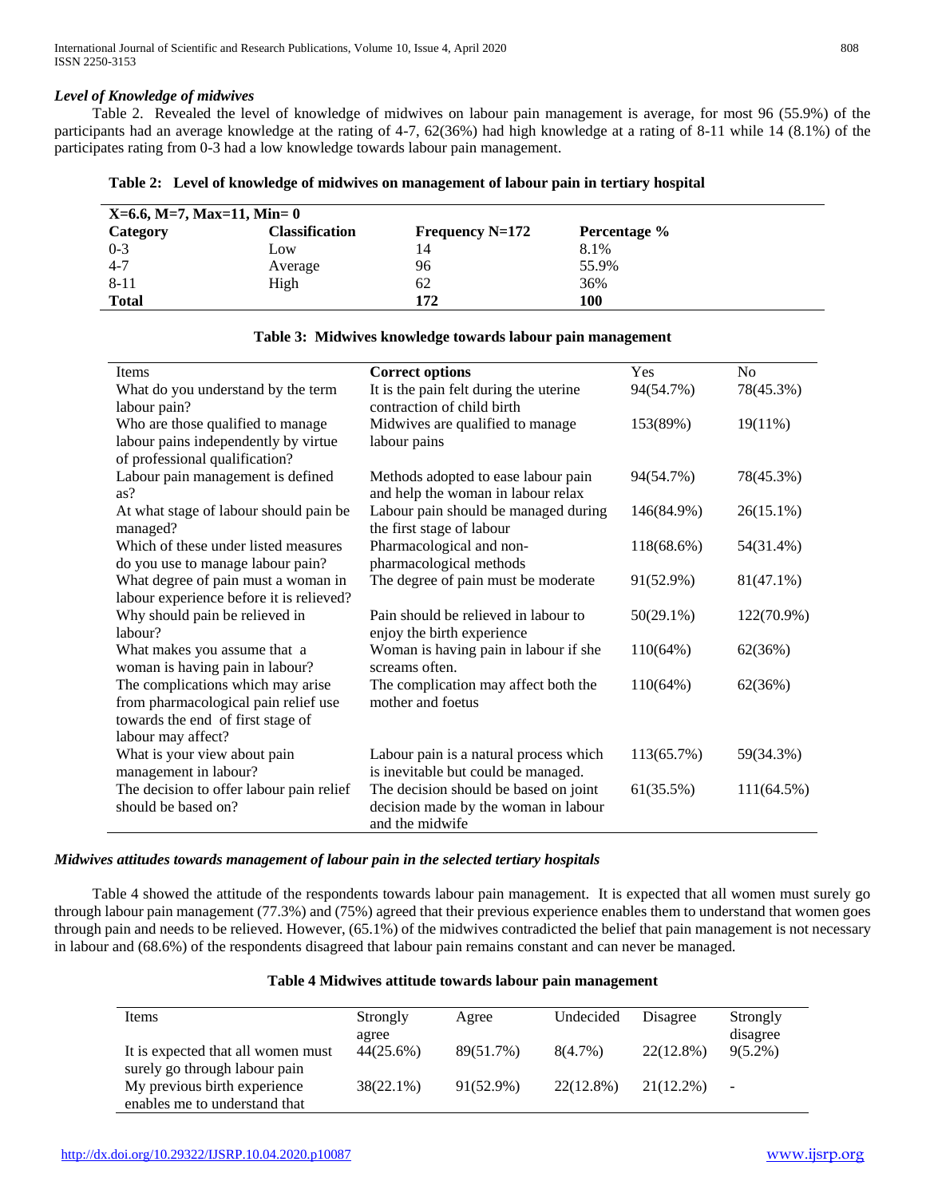### *Level of Knowledge of midwives*

Table 2. Revealed the level of knowledge of midwives on labour pain management is average, for most 96 (55.9%) of the participants had an average knowledge at the rating of 4-7, 62(36%) had high knowledge at a rating of 8-11 while 14 (8.1%) of the participates rating from 0-3 had a low knowledge towards labour pain management.

**Table 2: Level of knowledge of midwives on management of labour pain in tertiary hospital**

| X=6.6, M=7, Max=11, Min= 0 | | | |
|---|---|---|---|
| **Category** | **Classification** | **Frequency N=172** | **Percentage %** |
| 0-3 | Low | 14 | 8.1% |
| 4-7 | Average | 96 | 55.9% |
| 8-11 | High | 62 | 36% |
| **Total** | | **172** | **100** |

**Table 3: Midwives knowledge towards labour pain management**

| Items | Correct options | Yes | No |
|---|---|---|---|
| What do you understand by the term labour pain? | It is the pain felt during the uterine contraction of child birth | 94(54.7%) | 78(45.3%) |
| Who are those qualified to manage labour pains independently by virtue of professional qualification? | Midwives are qualified to manage labour pains | 153(89%) | 19(11%) |
| Labour pain management is defined as? | Methods adopted to ease labour pain and help the woman in labour relax | 94(54.7%) | 78(45.3%) |
| At what stage of labour should pain be managed? | Labour pain should be managed during the first stage of labour | 146(84.9%) | 26(15.1%) |
| Which of these under listed measures do you use to manage labour pain? | Pharmacological and non-pharmacological methods | 118(68.6%) | 54(31.4%) |
| What degree of pain must a woman in labour experience before it is relieved? | The degree of pain must be moderate | 91(52.9%) | 81(47.1%) |
| Why should pain be relieved in labour? | Pain should be relieved in labour to enjoy the birth experience | 50(29.1%) | 122(70.9%) |
| What makes you assume that a woman is having pain in labour? | Woman is having pain in labour if she screams often. | 110(64%) | 62(36%) |
| The complications which may arise from pharmacological pain relief use towards the end of first stage of labour may affect? | The complication may affect both the mother and foetus | 110(64%) | 62(36%) |
| What is your view about pain management in labour? | Labour pain is a natural process which is inevitable but could be managed. | 113(65.7%) | 59(34.3%) |
| The decision to offer labour pain relief should be based on? | The decision should be based on joint decision made by the woman in labour and the midwife | 61(35.5%) | 111(64.5%) |

### *Midwives attitudes towards management of labour pain in the selected tertiary hospitals*

Table 4 showed the attitude of the respondents towards labour pain management. It is expected that all women must surely go through labour pain management (77.3%) and (75%) agreed that their previous experience enables them to understand that women goes through pain and needs to be relieved. However, (65.1%) of the midwives contradicted the belief that pain management is not necessary in labour and (68.6%) of the respondents disagreed that labour pain remains constant and can never be managed.

**Table 4 Midwives attitude towards labour pain management**

| Items | Strongly agree | Agree | Undecided | Disagree | Strongly disagree |
|---|---|---|---|---|---|
| It is expected that all women must surely go through labour pain | 44(25.6%) | 89(51.7%) | 8(4.7%) | 22(12.8%) | 9(5.2%) |
| My previous birth experience enables me to understand that | 38(22.1%) | 91(52.9%) | 22(12.8%) | 21(12.2%) | - |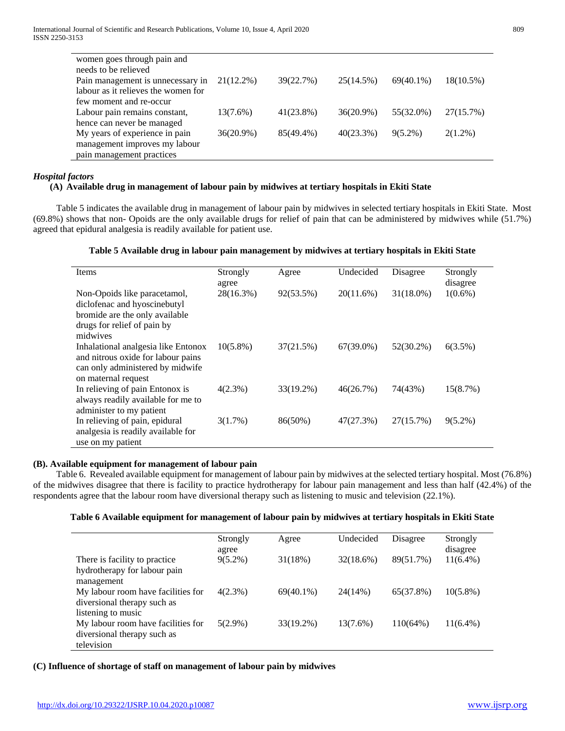| | | | | | |
|---|---|---|---|---|---|
| women goes through pain and needs to be relieved | | | | | |
| Pain management is unnecessary in labour as it relieves the women for few moment and re-occur | 21(12.2%) | 39(22.7%) | 25(14.5%) | 69(40.1%) | 18(10.5%) |
| Labour pain remains constant, hence can never be managed | 13(7.6%) | 41(23.8%) | 36(20.9%) | 55(32.0%) | 27(15.7%) |
| My years of experience in pain management improves my labour pain management practices | 36(20.9%) | 85(49.4%) | 40(23.3%) | 9(5.2%) | 2(1.2%) |

### *Hospital factors*

**(A) Available drug in management of labour pain by midwives at tertiary hospitals in Ekiti State**

Table 5 indicates the available drug in management of labour pain by midwives in selected tertiary hospitals in Ekiti State. Most (69.8%) shows that non- Opoids are the only available drugs for relief of pain that can be administered by midwives while (51.7%) agreed that epidural analgesia is readily available for patient use.

**Table 5 Available drug in labour pain management by midwives at tertiary hospitals in Ekiti State**

| Items | Strongly agree | Agree | Undecided | Disagree | Strongly disagree |
|---|---|---|---|---|---|
| Non-Opoids like paracetamol, diclofenac and hyoscinebutyl bromide are the only available drugs for relief of pain by midwives | 28(16.3%) | 92(53.5%) | 20(11.6%) | 31(18.0%) | 1(0.6%) |
| Inhalational analgesia like Entonox and nitrous oxide for labour pains can only administered by midwife on maternal request | 10(5.8%) | 37(21.5%) | 67(39.0%) | 52(30.2%) | 6(3.5%) |
| In relieving of pain Entonox is always readily available for me to administer to my patient | 4(2.3%) | 33(19.2%) | 46(26.7%) | 74(43%) | 15(8.7%) |
| In relieving of pain, epidural analgesia is readily available for use on my patient | 3(1.7%) | 86(50%) | 47(27.3%) | 27(15.7%) | 9(5.2%) |

**(B). Available equipment for management of labour pain**

Table 6. Revealed available equipment for management of labour pain by midwives at the selected tertiary hospital. Most (76.8%) of the midwives disagree that there is facility to practice hydrotherapy for labour pain management and less than half (42.4%) of the respondents agree that the labour room have diversional therapy such as listening to music and television (22.1%).

**Table 6 Available equipment for management of labour pain by midwives at tertiary hospitals in Ekiti State**

| | Strongly agree | Agree | Undecided | Disagree | Strongly disagree |
|---|---|---|---|---|---|
| There is facility to practice hydrotherapy for labour pain management | 9(5.2%) | 31(18%) | 32(18.6%) | 89(51.7%) | 11(6.4%) |
| My labour room have facilities for diversional therapy such as listening to music | 4(2.3%) | 69(40.1%) | 24(14%) | 65(37.8%) | 10(5.8%) |
| My labour room have facilities for diversional therapy such as television | 5(2.9%) | 33(19.2%) | 13(7.6%) | 110(64%) | 11(6.4%) |

**(C) Influence of shortage of staff on management of labour pain by midwives**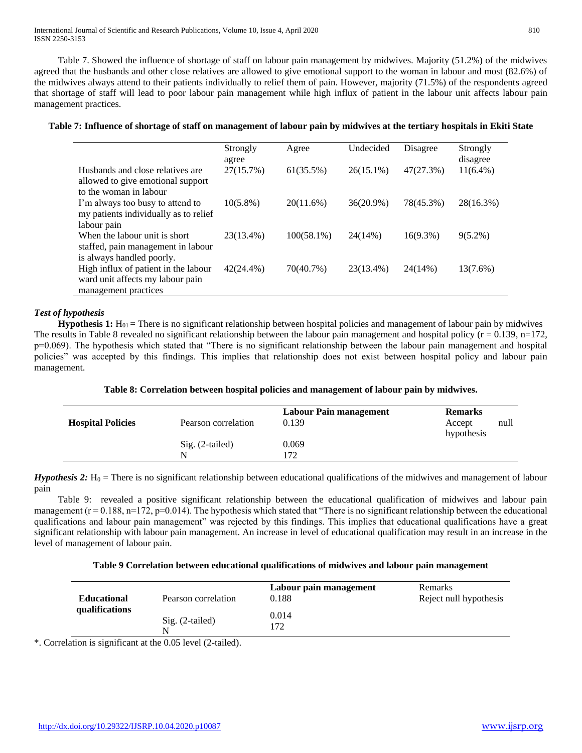Table 7. Showed the influence of shortage of staff on labour pain management by midwives. Majority (51.2%) of the midwives agreed that the husbands and other close relatives are allowed to give emotional support to the woman in labour and most (82.6%) of the midwives always attend to their patients individually to relief them of pain. However, majority (71.5%) of the respondents agreed that shortage of staff will lead to poor labour pain management while high influx of patient in the labour unit affects labour pain management practices.

**Table 7: Influence of shortage of staff on management of labour pain by midwives at the tertiary hospitals in Ekiti State**

| | Strongly agree | Agree | Undecided | Disagree | Strongly disagree |
|---|---|---|---|---|---|
| Husbands and close relatives are allowed to give emotional support to the woman in labour | 27(15.7%) | 61(35.5%) | 26(15.1%) | 47(27.3%) | 11(6.4%) |
| I'm always too busy to attend to my patients individually as to relief labour pain | 10(5.8%) | 20(11.6%) | 36(20.9%) | 78(45.3%) | 28(16.3%) |
| When the labour unit is short staffed, pain management in labour is always handled poorly. | 23(13.4%) | 100(58.1%) | 24(14%) | 16(9.3%) | 9(5.2%) |
| High influx of patient in the labour ward unit affects my labour pain management practices | 42(24.4%) | 70(40.7%) | 23(13.4%) | 24(14%) | 13(7.6%) |

### *Test of hypothesis*

**Hypothesis 1:** $H_{01}$ = There is no significant relationship between hospital policies and management of labour pain by midwives
The results in Table 8 revealed no significant relationship between the labour pain management and hospital policy ($r = 0.139$, $n=172$, $p=0.069$). The hypothesis which stated that "There is no significant relationship between the labour pain management and hospital policies" was accepted by this findings. This implies that relationship does not exist between hospital policy and labour pain management.

**Table 8: Correlation between hospital policies and management of labour pain by midwives.**

| | | **Labour Pain management** | **Remarks** |
|---|---|---|---|
| **Hospital Policies** | Pearson correlation | 0.139 | Accept null hypothesis |
| | Sig. (2-tailed) | 0.069 | |
| | N | 172 | |

***Hypothesis 2:*** $H_0$ = There is no significant relationship between educational qualifications of the midwives and management of labour pain

Table 9: revealed a positive significant relationship between the educational qualification of midwives and labour pain management ($r = 0.188$, $n=172$, $p=0.014$). The hypothesis which stated that "There is no significant relationship between the educational qualifications and labour pain management" was rejected by this findings. This implies that educational qualifications have a great significant relationship with labour pain management. An increase in level of educational qualification may result in an increase in the level of management of labour pain.

**Table 9 Correlation between educational qualifications of midwives and labour pain management**

| | | **Labour pain management** | Remarks |
|---|---|---|---|
| **Educational qualifications** | Pearson correlation | 0.188 | Reject null hypothesis |
| | Sig. (2-tailed) | 0.014 | |
| | N | 172 | |

*. Correlation is significant at the 0.05 level (2-tailed).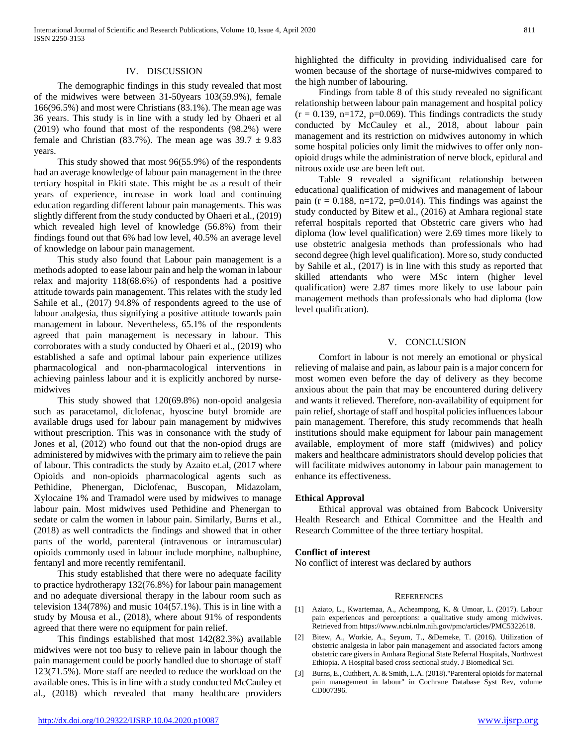## IV. DISCUSSION

The demographic findings in this study revealed that most of the midwives were between 31-50years 103(59.9%), female 166(96.5%) and most were Christians (83.1%). The mean age was 36 years. This study is in line with a study led by Ohaeri et al (2019) who found that most of the respondents (98.2%) were female and Christian (83.7%). The mean age was $39.7 \pm 9.83$ years.

This study showed that most 96(55.9%) of the respondents had an average knowledge of labour pain management in the three tertiary hospital in Ekiti state. This might be as a result of their years of experience, increase in work load and continuing education regarding different labour pain managements. This was slightly different from the study conducted by Ohaeri et al., (2019) which revealed high level of knowledge (56.8%) from their findings found out that 6% had low level, 40.5% an average level of knowledge on labour pain management.

This study also found that Labour pain management is a methods adopted to ease labour pain and help the woman in labour relax and majority 118(68.6%) of respondents had a positive attitude towards pain management. This relates with the study led Sahile et al., (2017) 94.8% of respondents agreed to the use of labour analgesia, thus signifying a positive attitude towards pain management in labour. Nevertheless, 65.1% of the respondents agreed that pain management is necessary in labour. This corroborates with a study conducted by Ohaeri et al., (2019) who established a safe and optimal labour pain experience utilizes pharmacological and non-pharmacological interventions in achieving painless labour and it is explicitly anchored by nurse-midwives

This study showed that 120(69.8%) non-opoid analgesia such as paracetamol, diclofenac, hyoscine butyl bromide are available drugs used for labour pain management by midwives without prescription. This was in consonance with the study of Jones et al, (2012) who found out that the non-opiod drugs are administered by midwives with the primary aim to relieve the pain of labour. This contradicts the study by Azaito et.al, (2017 where Opioids and non-opioids pharmacological agents such as Pethidine, Phenergan, Diclofenac, Buscopan, Midazolam, Xylocaine 1% and Tramadol were used by midwives to manage labour pain. Most midwives used Pethidine and Phenergan to sedate or calm the women in labour pain. Similarly, Burns et al., (2018) as well contradicts the findings and showed that in other parts of the world, parenteral (intravenous or intramuscular) opioids commonly used in labour include morphine, nalbuphine, fentanyl and more recently remifentanil.

This study established that there were no adequate facility to practice hydrotherapy 132(76.8%) for labour pain management and no adequate diversional therapy in the labour room such as television 134(78%) and music 104(57.1%). This is in line with a study by Mousa et al., (2018), where about 91% of respondents agreed that there were no equipment for pain relief.

This findings established that most 142(82.3%) available midwives were not too busy to relieve pain in labour though the pain management could be poorly handled due to shortage of staff 123(71.5%). More staff are needed to reduce the workload on the available ones. This is in line with a study conducted McCauley et al., (2018) which revealed that many healthcare providers highlighted the difficulty in providing individualised care for women because of the shortage of nurse-midwives compared to the high number of labouring.

Findings from table 8 of this study revealed no significant relationship between labour pain management and hospital policy ($r = 0.139$, $n=172$, $p=0.069$). This findings contradicts the study conducted by McCauley et al., 2018, about labour pain management and its restriction on midwives autonomy in which some hospital policies only limit the midwives to offer only non-opioid drugs while the administration of nerve block, epidural and nitrous oxide use are been left out.

Table 9 revealed a significant relationship between educational qualification of midwives and management of labour pain ($r = 0.188$, $n=172$, $p=0.014$). This findings was against the study conducted by Bitew et al., (2016) at Amhara regional state referral hospitals reported that Obstetric care givers who had diploma (low level qualification) were 2.69 times more likely to use obstetric analgesia methods than professionals who had second degree (high level qualification). More so, study conducted by Sahile et al., (2017) is in line with this study as reported that skilled attendants who were MSc intern (higher level qualification) were 2.87 times more likely to use labour pain management methods than professionals who had diploma (low level qualification).

## V. CONCLUSION

Comfort in labour is not merely an emotional or physical relieving of malaise and pain, as labour pain is a major concern for most women even before the day of delivery as they become anxious about the pain that may be encountered during delivery and wants it relieved. Therefore, non-availability of equipment for pain relief, shortage of staff and hospital policies influences labour pain management. Therefore, this study recommends that healh institutions should make equipment for labour pain management available, employment of more staff (midwives) and policy makers and healthcare administrators should develop policies that will facilitate midwives autonomy in labour pain management to enhance its effectiveness.

**Ethical Approval**

Ethical approval was obtained from Babcock University Health Research and Ethical Committee and the Health and Research Committee of the three tertiary hospital.

**Conflict of interest**

No conflict of interest was declared by authors

## REFERENCES

[1] Aziato, L., Kwartemaa, A., Acheampong, K. & Umoar, L. (2017). Labour pain experiences and perceptions: a qualitative study among midwives. Retrieved from https://www.ncbi.nlm.nih.gov/pmc/articles/PMC5322618.

[2] Bitew, A., Workie, A., Seyum, T., &Demeke, T. (2016). Utilization of obstetric analgesia in labor pain management and associated factors among obstetric care givers in Amhara Regional State Referral Hospitals, Northwest Ethiopia. A Hospital based cross sectional study. J Biomedical Sci.

[3] Burns, E., Cuthbert, A. & Smith, L.A. (2018)."Parenteral opioids for maternal pain management in labour" in Cochrane Database Syst Rev, volume CD007396.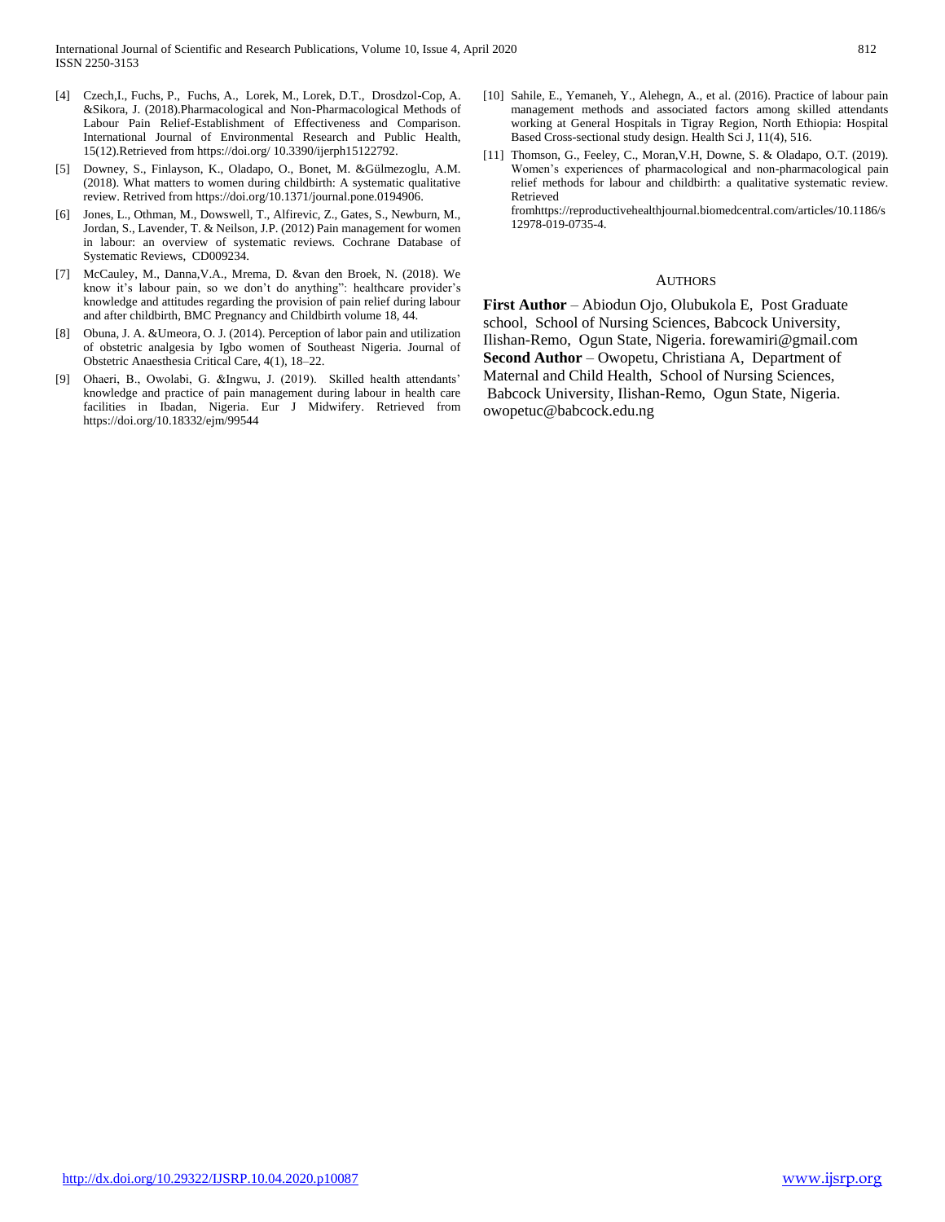[4] Czech,I., Fuchs, P., Fuchs, A., Lorek, M., Lorek, D.T., Drosdzol-Cop, A. &Sikora, J. (2018).Pharmacological and Non-Pharmacological Methods of Labour Pain Relief-Establishment of Effectiveness and Comparison. International Journal of Environmental Research and Public Health, 15(12).Retrieved from https://doi.org/ 10.3390/ijerph15122792.

[5] Downey, S., Finlayson, K., Oladapo, O., Bonet, M. &Gülmezoglu, A.M. (2018). What matters to women during childbirth: A systematic qualitative review. Retrived from https://doi.org/10.1371/journal.pone.0194906.

[6] Jones, L., Othman, M., Dowswell, T., Alfirevic, Z., Gates, S., Newburn, M., Jordan, S., Lavender, T. & Neilson, J.P. (2012) Pain management for women in labour: an overview of systematic reviews. Cochrane Database of Systematic Reviews, CD009234.

[7] McCauley, M., Danna,V.A., Mrema, D. &van den Broek, N. (2018). We know it's labour pain, so we don't do anything": healthcare provider's knowledge and attitudes regarding the provision of pain relief during labour and after childbirth, BMC Pregnancy and Childbirth volume 18, 44.

[8] Obuna, J. A. &Umeora, O. J. (2014). Perception of labor pain and utilization of obstetric analgesia by Igbo women of Southeast Nigeria. Journal of Obstetric Anaesthesia Critical Care, 4(1), 18–22.

[9] Ohaeri, B., Owolabi, G. &Ingwu, J. (2019). Skilled health attendants' knowledge and practice of pain management during labour in health care facilities in Ibadan, Nigeria. Eur J Midwifery. Retrieved from https://doi.org/10.18332/ejm/99544

[10] Sahile, E., Yemaneh, Y., Alehegn, A., et al. (2016). Practice of labour pain management methods and associated factors among skilled attendants working at General Hospitals in Tigray Region, North Ethiopia: Hospital Based Cross-sectional study design. Health Sci J, 11(4), 516.

[11] Thomson, G., Feeley, C., Moran,V.H, Downe, S. & Oladapo, O.T. (2019). Women's experiences of pharmacological and non-pharmacological pain relief methods for labour and childbirth: a qualitative systematic review. Retrieved fromhttps://reproductivehealthjournal.biomedcentral.com/articles/10.1186/s12978-019-0735-4.

## AUTHORS

**First Author** – Abiodun Ojo, Olubukola E, Post Graduate school, School of Nursing Sciences, Babcock University, Ilishan-Remo, Ogun State, Nigeria. forewamiri@gmail.com

**Second Author** – Owopetu, Christiana A, Department of Maternal and Child Health, School of Nursing Sciences, Babcock University, Ilishan-Remo, Ogun State, Nigeria. owopetuc@babcock.edu.ng